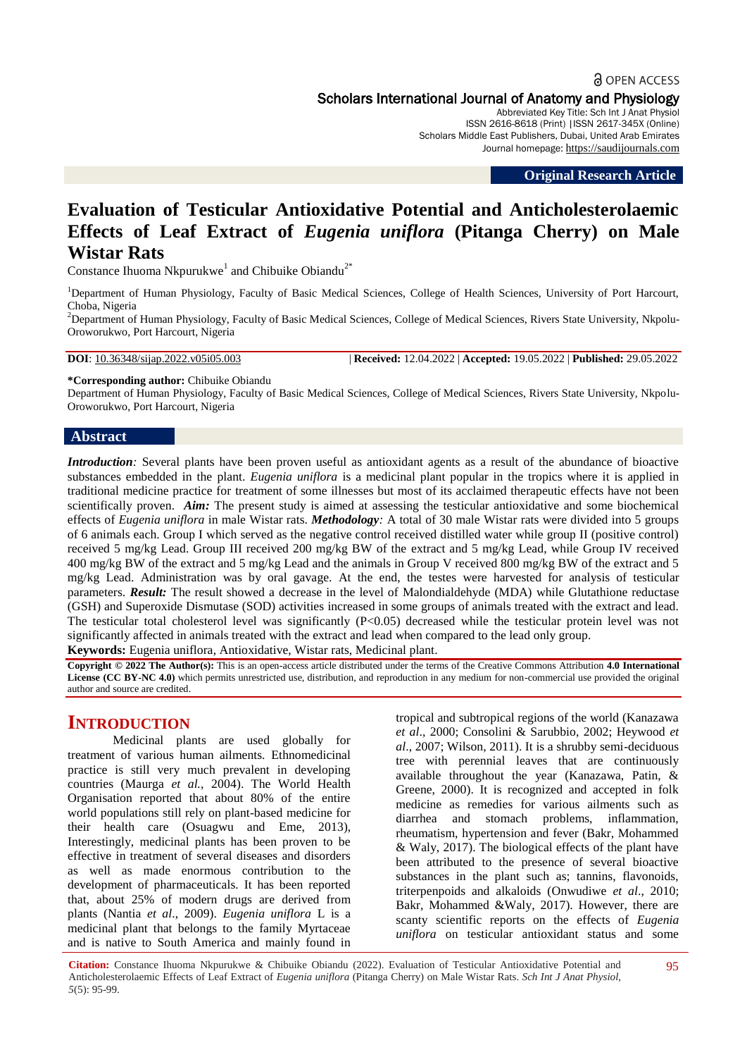# Evaluation of Testicular Antioxidative Potential and Anticholesterolaemic Effects of Leaf Extract of *Eugenia uniflora* (Pitanga Cherry) on Male Wistar Rats

Constance Ihuoma Nkpurukwe[1] and Chibuike Obiandu[2*]

[1]Department of Human Physiology, Faculty of Basic Medical Sciences, College of Health Sciences, University of Port Harcourt, Choba, Nigeria

[2]Department of Human Physiology, Faculty of Basic Medical Sciences, College of Medical Sciences, Rivers State University, Nkpolu-Oroworukwo, Port Harcourt, Nigeria

**DOI**: 10.36348/sijap.2022.v05i05.003 | **Received:** 12.04.2022 | **Accepted:** 19.05.2022 | **Published:** 29.05.2022

**\*Corresponding author:** Chibuike Obiandu
Department of Human Physiology, Faculty of Basic Medical Sciences, College of Medical Sciences, Rivers State University, Nkpolu-Oroworukwo, Port Harcourt, Nigeria

## Abstract

***Introduction:*** Several plants have been proven useful as antioxidant agents as a result of the abundance of bioactive substances embedded in the plant. *Eugenia uniflora* is a medicinal plant popular in the tropics where it is applied in traditional medicine practice for treatment of some illnesses but most of its acclaimed therapeutic effects have not been scientifically proven. ***Aim:*** The present study is aimed at assessing the testicular antioxidative and some biochemical effects of *Eugenia uniflora* in male Wistar rats. ***Methodology:*** A total of 30 male Wistar rats were divided into 5 groups of 6 animals each. Group I which served as the negative control received distilled water while group II (positive control) received 5 mg/kg Lead. Group III received 200 mg/kg BW of the extract and 5 mg/kg Lead, while Group IV received 400 mg/kg BW of the extract and 5 mg/kg Lead and the animals in Group V received 800 mg/kg BW of the extract and 5 mg/kg Lead. Administration was by oral gavage. At the end, the testes were harvested for analysis of testicular parameters. ***Result:*** The result showed a decrease in the level of Malondialdehyde (MDA) while Glutathione reductase (GSH) and Superoxide Dismutase (SOD) activities increased in some groups of animals treated with the extract and lead. The testicular total cholesterol level was significantly ($P<0.05$) decreased while the testicular protein level was not significantly affected in animals treated with the extract and lead when compared to the lead only group.

**Keywords:** Eugenia uniflora, Antioxidative, Wistar rats, Medicinal plant.

**Copyright © 2022 The Author(s):** This is an open-access article distributed under the terms of the Creative Commons Attribution **4.0 International License (CC BY-NC 4.0)** which permits unrestricted use, distribution, and reproduction in any medium for non-commercial use provided the original author and source are credited.

## INTRODUCTION

Medicinal plants are used globally for treatment of various human ailments. Ethnomedicinal practice is still very much prevalent in developing countries (Maurga *et al.*, 2004). The World Health Organisation reported that about 80% of the entire world populations still rely on plant-based medicine for their health care (Osuagwu and Eme, 2013), Interestingly, medicinal plants has been proven to be effective in treatment of several diseases and disorders as well as made enormous contribution to the development of pharmaceuticals. It has been reported that, about 25% of modern drugs are derived from plants (Nantia *et al*., 2009). *Eugenia uniflora* L is a medicinal plant that belongs to the family Myrtaceae and is native to South America and mainly found in tropical and subtropical regions of the world (Kanazawa *et al*., 2000; Consolini & Sarubbio, 2002; Heywood *et al*., 2007; Wilson, 2011). It is a shrubby semi-deciduous tree with perennial leaves that are continuously available throughout the year (Kanazawa, Patin, & Greene, 2000). It is recognized and accepted in folk medicine as remedies for various ailments such as diarrhea and stomach problems, inflammation, rheumatism, hypertension and fever (Bakr, Mohammed & Waly, 2017). The biological effects of the plant have been attributed to the presence of several bioactive substances in the plant such as; tannins, flavonoids, triterpenoids and alkaloids (Onwudiwe *et al*., 2010; Bakr, Mohammed &Waly, 2017). However, there are scanty scientific reports on the effects of *Eugenia uniflora* on testicular antioxidant status and some

**Citation:** Constance Ihuoma Nkpurukwe & Chibuike Obiandu (2022). Evaluation of Testicular Antioxidative Potential and Anticholesterolaemic Effects of Leaf Extract of *Eugenia uniflora* (Pitanga Cherry) on Male Wistar Rats. *Sch Int J Anat Physiol, 5*(5): 95-99.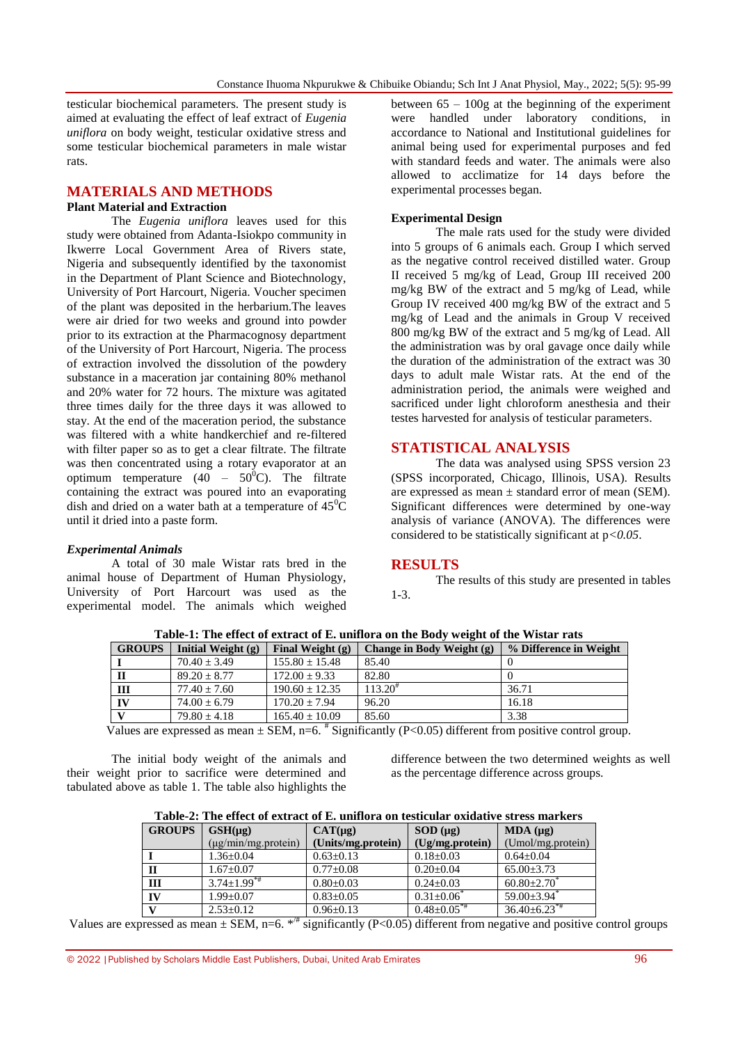testicular biochemical parameters. The present study is aimed at evaluating the effect of leaf extract of *Eugenia uniflora* on body weight, testicular oxidative stress and some testicular biochemical parameters in male wistar rats.

## MATERIALS AND METHODS

### Plant Material and Extraction

The *Eugenia uniflora* leaves used for this study were obtained from Adanta-Isiokpo community in Ikwerre Local Government Area of Rivers state, Nigeria and subsequently identified by the taxonomist in the Department of Plant Science and Biotechnology, University of Port Harcourt, Nigeria. Voucher specimen of the plant was deposited in the herbarium.The leaves were air dried for two weeks and ground into powder prior to its extraction at the Pharmacognosy department of the University of Port Harcourt, Nigeria. The process of extraction involved the dissolution of the powdery substance in a maceration jar containing 80% methanol and 20% water for 72 hours. The mixture was agitated three times daily for the three days it was allowed to stay. At the end of the maceration period, the substance was filtered with a white handkerchief and re-filtered with filter paper so as to get a clear filtrate. The filtrate was then concentrated using a rotary evaporator at an optimum temperature ($40 - 50^0$C). The filtrate containing the extract was poured into an evaporating dish and dried on a water bath at a temperature of $45^0$C until it dried into a paste form.

### *Experimental Animals*

A total of 30 male Wistar rats bred in the animal house of Department of Human Physiology, University of Port Harcourt was used as the experimental model. The animals which weighed between 65 – 100g at the beginning of the experiment were handled under laboratory conditions, in accordance to National and Institutional guidelines for animal being used for experimental purposes and fed with standard feeds and water. The animals were also allowed to acclimatize for 14 days before the experimental processes began.

### Experimental Design

The male rats used for the study were divided into 5 groups of 6 animals each. Group I which served as the negative control received distilled water. Group II received 5 mg/kg of Lead, Group III received 200 mg/kg BW of the extract and 5 mg/kg of Lead, while Group IV received 400 mg/kg BW of the extract and 5 mg/kg of Lead and the animals in Group V received 800 mg/kg BW of the extract and 5 mg/kg of Lead. All the administration was by oral gavage once daily while the duration of the administration of the extract was 30 days to adult male Wistar rats. At the end of the administration period, the animals were weighed and sacrificed under light chloroform anesthesia and their testes harvested for analysis of testicular parameters.

## STATISTICAL ANALYSIS

The data was analysed using SPSS version 23 (SPSS incorporated, Chicago, Illinois, USA). Results are expressed as mean ± standard error of mean (SEM). Significant differences were determined by one-way analysis of variance (ANOVA). The differences were considered to be statistically significant at $p<0.05$.

## RESULTS

The results of this study are presented in tables 1-3.

**Table-1: The effect of extract of E. uniflora on the Body weight of the Wistar rats**

| GROUPS | Initial Weight (g) | Final Weight (g) | Change in Body Weight (g) | % Difference in Weight |
|---|---|---|---|---|
| I | 70.40 ± 3.49 | 155.80 ± 15.48 | 85.40 | 0 |
| II | 89.20 ± 8.77 | 172.00 ± 9.33 | 82.80 | 0 |
| III | 77.40 ± 7.60 | 190.60 ± 12.35 | 113.20[#] | 36.71 |
| IV | 74.00 ± 6.79 | 170.20 ± 7.94 | 96.20 | 16.18 |
| V | 79.80 ± 4.18 | 165.40 ± 10.09 | 85.60 | 3.38 |

Values are expressed as mean ± SEM, n=6. [#] Significantly (P<0.05) different from positive control group.

The initial body weight of the animals and their weight prior to sacrifice were determined and tabulated above as table 1. The table also highlights the difference between the two determined weights as well as the percentage difference across groups.

**Table-2: The effect of extract of E. uniflora on testicular oxidative stress markers**

| GROUPS | GSH(μg) (μg/min/mg.protein) | CAT(μg) (Units/mg.protein) | SOD (μg) (Ug/mg.protein) | MDA (μg) (Umol/mg.protein) |
|---|---|---|---|---|
| I | 1.36±0.04 | 0.63±0.13 | 0.18±0.03 | 0.64±0.04 |
| II | 1.67±0.07 | 0.77±0.08 | 0.20±0.04 | 65.00±3.73 |
| III | 3.74±1.99[*#] | 0.80±0.03 | 0.24±0.03 | 60.80±2.70[*] |
| IV | 1.99±0.07 | 0.83±0.05 | 0.31±0.06[*] | 59.00±3.94[*] |
| V | 2.53±0.12 | 0.96±0.13 | 0.48±0.05[*#] | 36.40±6.23[*#] |

Values are expressed as mean ± SEM, n=6. [*/#] significantly (P<0.05) different from negative and positive control groups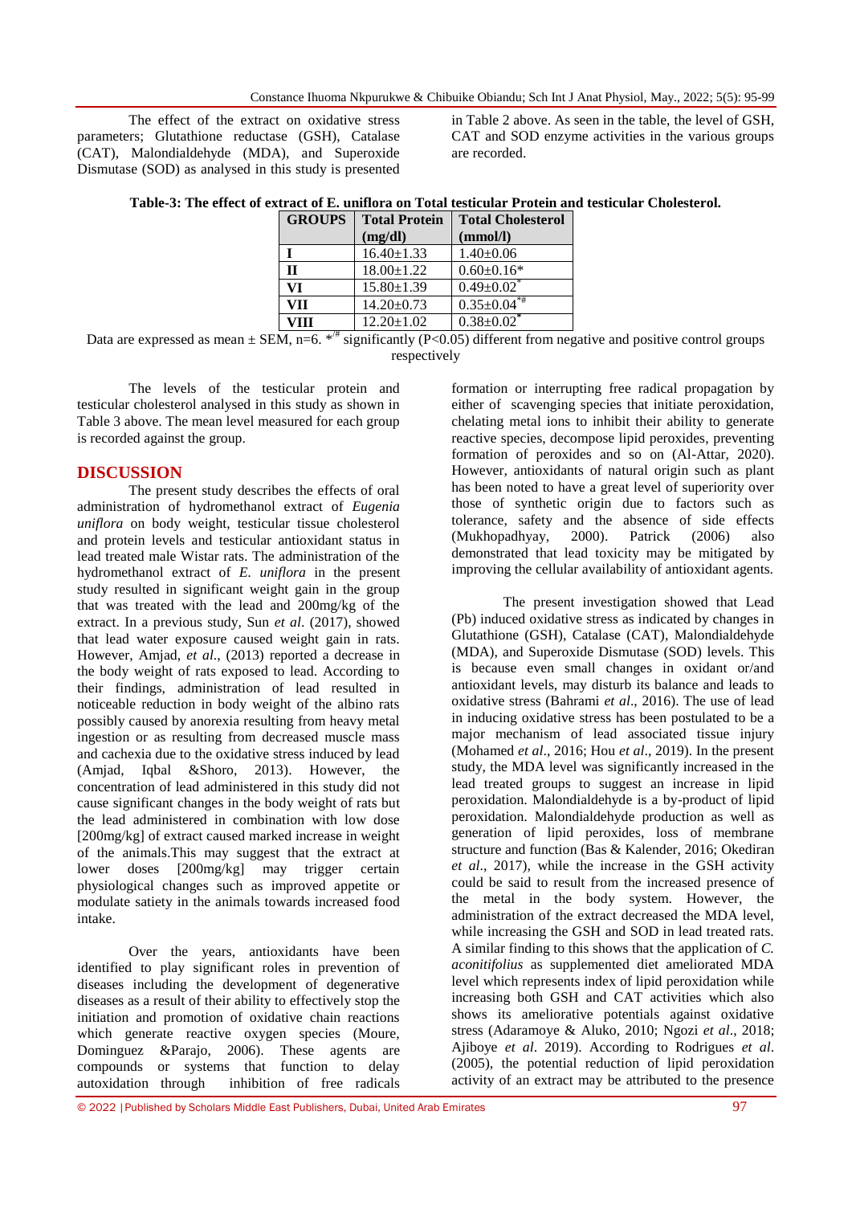The effect of the extract on oxidative stress parameters; Glutathione reductase (GSH), Catalase (CAT), Malondialdehyde (MDA), and Superoxide Dismutase (SOD) as analysed in this study is presented in Table 2 above. As seen in the table, the level of GSH, CAT and SOD enzyme activities in the various groups are recorded.

**Table-3: The effect of extract of E. uniflora on Total testicular Protein and testicular Cholesterol.**

| GROUPS | Total Protein (mg/dl) | Total Cholesterol (mmol/l) |
|---|---|---|
| I | 16.40±1.33 | 1.40±0.06 |
| II | 18.00±1.22 | 0.60±0.16* |
| VI | 15.80±1.39 | 0.49±0.02* |
| VII | 14.20±0.73 | 0.35±0.04*# |
| VIII | 12.20±1.02 | 0.38±0.02* |

Data are expressed as mean ± SEM, n=6. */# significantly (P<0.05) different from negative and positive control groups respectively

The levels of the testicular protein and testicular cholesterol analysed in this study as shown in Table 3 above. The mean level measured for each group is recorded against the group.

## DISCUSSION

The present study describes the effects of oral administration of hydromethanol extract of *Eugenia uniflora* on body weight, testicular tissue cholesterol and protein levels and testicular antioxidant status in lead treated male Wistar rats. The administration of the hydromethanol extract of *E. uniflora* in the present study resulted in significant weight gain in the group that was treated with the lead and 200mg/kg of the extract. In a previous study, Sun *et al*. (2017), showed that lead water exposure caused weight gain in rats. However, Amjad, *et al*., (2013) reported a decrease in the body weight of rats exposed to lead. According to their findings, administration of lead resulted in noticeable reduction in body weight of the albino rats possibly caused by anorexia resulting from heavy metal ingestion or as resulting from decreased muscle mass and cachexia due to the oxidative stress induced by lead (Amjad, Iqbal &Shoro, 2013). However, the concentration of lead administered in this study did not cause significant changes in the body weight of rats but the lead administered in combination with low dose [200mg/kg] of extract caused marked increase in weight of the animals.This may suggest that the extract at lower doses [200mg/kg] may trigger certain physiological changes such as improved appetite or modulate satiety in the animals towards increased food intake.

Over the years, antioxidants have been identified to play significant roles in prevention of diseases including the development of degenerative diseases as a result of their ability to effectively stop the initiation and promotion of oxidative chain reactions which generate reactive oxygen species (Moure, Dominguez &Parajo, 2006). These agents are compounds or systems that function to delay autoxidation through inhibition of free radicals formation or interrupting free radical propagation by either of scavenging species that initiate peroxidation, chelating metal ions to inhibit their ability to generate reactive species, decompose lipid peroxides, preventing formation of peroxides and so on (Al-Attar, 2020). However, antioxidants of natural origin such as plant has been noted to have a great level of superiority over those of synthetic origin due to factors such as tolerance, safety and the absence of side effects (Mukhopadhyay, 2000). Patrick (2006) also demonstrated that lead toxicity may be mitigated by improving the cellular availability of antioxidant agents.

The present investigation showed that Lead (Pb) induced oxidative stress as indicated by changes in Glutathione (GSH), Catalase (CAT), Malondialdehyde (MDA), and Superoxide Dismutase (SOD) levels. This is because even small changes in oxidant or/and antioxidant levels, may disturb its balance and leads to oxidative stress (Bahrami *et al*., 2016). The use of lead in inducing oxidative stress has been postulated to be a major mechanism of lead associated tissue injury (Mohamed *et al*., 2016; Hou *et al*., 2019). In the present study, the MDA level was significantly increased in the lead treated groups to suggest an increase in lipid peroxidation. Malondialdehyde is a by-product of lipid peroxidation. Malondialdehyde production as well as generation of lipid peroxides, loss of membrane structure and function (Bas & Kalender, 2016; Okediran *et al*., 2017), while the increase in the GSH activity could be said to result from the increased presence of the metal in the body system. However, the administration of the extract decreased the MDA level, while increasing the GSH and SOD in lead treated rats. A similar finding to this shows that the application of *C. aconitifolius* as supplemented diet ameliorated MDA level which represents index of lipid peroxidation while increasing both GSH and CAT activities which also shows its ameliorative potentials against oxidative stress (Adaramoye & Aluko, 2010; Ngozi *et al*., 2018; Ajiboye *et al*. 2019). According to Rodrigues *et al*. (2005), the potential reduction of lipid peroxidation activity of an extract may be attributed to the presence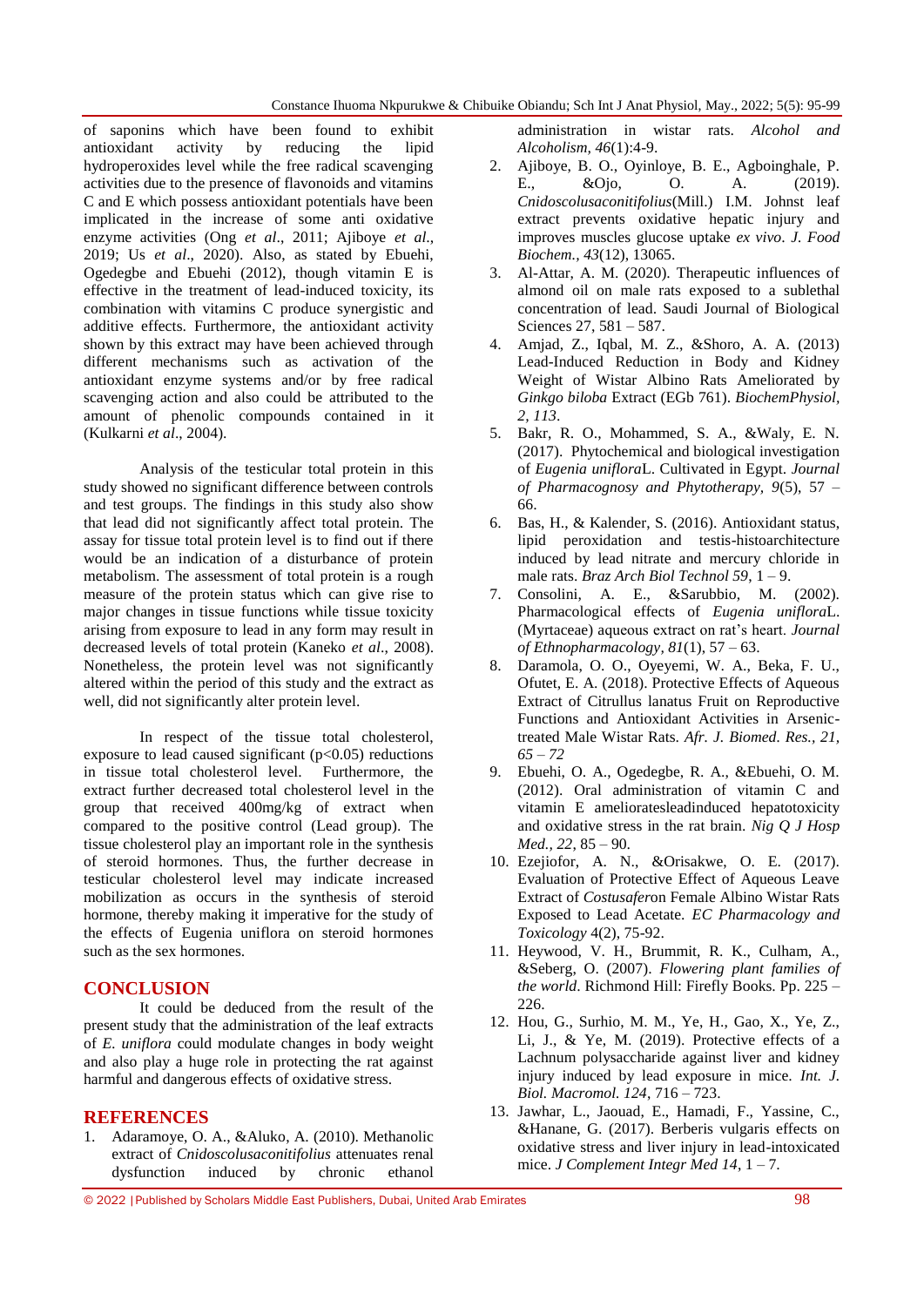of saponins which have been found to exhibit antioxidant activity by reducing the lipid hydroperoxides level while the free radical scavenging activities due to the presence of flavonoids and vitamins C and E which possess antioxidant potentials have been implicated in the increase of some anti oxidative enzyme activities (Ong *et al*., 2011; Ajiboye *et al*., 2019; Us *et al*., 2020). Also, as stated by Ebuehi, Ogedegbe and Ebuehi (2012), though vitamin E is effective in the treatment of lead-induced toxicity, its combination with vitamins C produce synergistic and additive effects. Furthermore, the antioxidant activity shown by this extract may have been achieved through different mechanisms such as activation of the antioxidant enzyme systems and/or by free radical scavenging action and also could be attributed to the amount of phenolic compounds contained in it (Kulkarni *et al*., 2004).

Analysis of the testicular total protein in this study showed no significant difference between controls and test groups. The findings in this study also show that lead did not significantly affect total protein. The assay for tissue total protein level is to find out if there would be an indication of a disturbance of protein metabolism. The assessment of total protein is a rough measure of the protein status which can give rise to major changes in tissue functions while tissue toxicity arising from exposure to lead in any form may result in decreased levels of total protein (Kaneko *et al*., 2008). Nonetheless, the protein level was not significantly altered within the period of this study and the extract as well, did not significantly alter protein level.

In respect of the tissue total cholesterol, exposure to lead caused significant ($p<0.05$) reductions in tissue total cholesterol level. Furthermore, the extract further decreased total cholesterol level in the group that received 400mg/kg of extract when compared to the positive control (Lead group). The tissue cholesterol play an important role in the synthesis of steroid hormones. Thus, the further decrease in testicular cholesterol level may indicate increased mobilization as occurs in the synthesis of steroid hormone, thereby making it imperative for the study of the effects of Eugenia uniflora on steroid hormones such as the sex hormones.

## CONCLUSION

It could be deduced from the result of the present study that the administration of the leaf extracts of *E. uniflora* could modulate changes in body weight and also play a huge role in protecting the rat against harmful and dangerous effects of oxidative stress.

## REFERENCES

1. Adaramoye, O. A., &Aluko, A. (2010). Methanolic extract of *Cnidoscolusaconitifolius* attenuates renal dysfunction induced by chronic ethanol administration in wistar rats. *Alcohol and Alcoholism, 46*(1):4-9.
2. Ajiboye, B. O., Oyinloye, B. E., Agboinghale, P. E., &Ojo, O. A. (2019). *Cnidoscolusaconitifolius*(Mill.) I.M. Johnst leaf extract prevents oxidative hepatic injury and improves muscles glucose uptake *ex vivo*. *J. Food Biochem., 43*(12), 13065.
3. Al-Attar, A. M. (2020). Therapeutic influences of almond oil on male rats exposed to a sublethal concentration of lead. Saudi Journal of Biological Sciences 27, 581 – 587.
4. Amjad, Z., Iqbal, M. Z., &Shoro, A. A. (2013) Lead-Induced Reduction in Body and Kidney Weight of Wistar Albino Rats Ameliorated by *Ginkgo biloba* Extract (EGb 761). *BiochemPhysiol, 2, 113*.
5. Bakr, R. O., Mohammed, S. A., &Waly, E. N. (2017). Phytochemical and biological investigation of *Eugenia uniflora*L. Cultivated in Egypt. *Journal of Pharmacognosy and Phytotherapy, 9*(5), 57 – 66.
6. Bas, H., & Kalender, S. (2016). Antioxidant status, lipid peroxidation and testis-histoarchitecture induced by lead nitrate and mercury chloride in male rats. *Braz Arch Biol Technol 59*, 1 – 9.
7. Consolini, A. E., &Sarubbio, M. (2002). Pharmacological effects of *Eugenia uniflora*L. (Myrtaceae) aqueous extract on rat's heart. *Journal of Ethnopharmacology, 81*(1), 57 – 63.
8. Daramola, O. O., Oyeyemi, W. A., Beka, F. U., Ofutet, E. A. (2018). Protective Effects of Aqueous Extract of Citrullus lanatus Fruit on Reproductive Functions and Antioxidant Activities in Arsenic-treated Male Wistar Rats. *Afr. J. Biomed. Res., 21, 65 – 72*
9. Ebuehi, O. A., Ogedegbe, R. A., &Ebuehi, O. M. (2012). Oral administration of vitamin C and vitamin E amelioratesleadinduced hepatotoxicity and oxidative stress in the rat brain. *Nig Q J Hosp Med., 22*, 85 – 90.
10. Ezejiofor, A. N., &Orisakwe, O. E. (2017). Evaluation of Protective Effect of Aqueous Leave Extract of *Costusafer*on Female Albino Wistar Rats Exposed to Lead Acetate. *EC Pharmacology and Toxicology* 4(2), 75-92.
11. Heywood, V. H., Brummit, R. K., Culham, A., &Seberg, O. (2007). *Flowering plant families of the world*. Richmond Hill: Firefly Books. Pp. 225 – 226.
12. Hou, G., Surhio, M. M., Ye, H., Gao, X., Ye, Z., Li, J., & Ye, M. (2019). Protective effects of a Lachnum polysaccharide against liver and kidney injury induced by lead exposure in mice. *Int. J. Biol. Macromol. 124*, 716 – 723.
13. Jawhar, L., Jaouad, E., Hamadi, F., Yassine, C., &Hanane, G. (2017). Berberis vulgaris effects on oxidative stress and liver injury in lead-intoxicated mice. *J Complement Integr Med 14*, 1 – 7.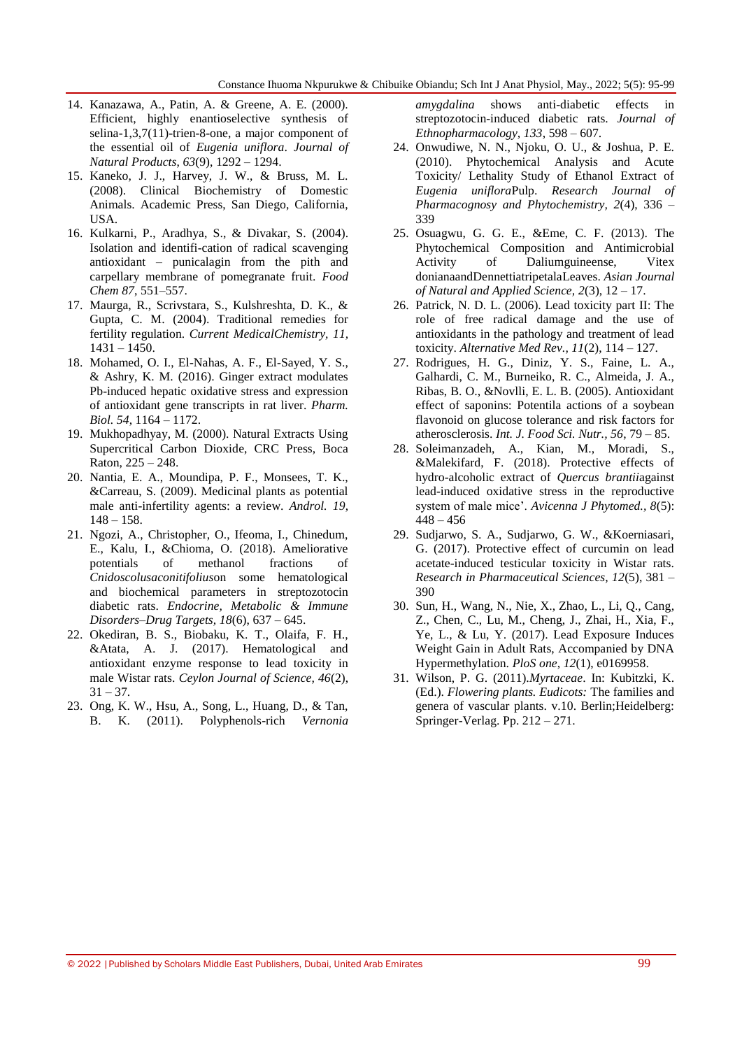14. Kanazawa, A., Patin, A. & Greene, A. E. (2000). Efficient, highly enantioselective synthesis of selina-1,3,7(11)-trien-8-one, a major component of the essential oil of *Eugenia uniflora*. *Journal of Natural Products, 63*(9), 1292 – 1294.
15. Kaneko, J. J., Harvey, J. W., & Bruss, M. L. (2008). Clinical Biochemistry of Domestic Animals. Academic Press, San Diego, California, USA.
16. Kulkarni, P., Aradhya, S., & Divakar, S. (2004). Isolation and identifi-cation of radical scavenging antioxidant – punicalagin from the pith and carpellary membrane of pomegranate fruit. *Food Chem 87*, 551–557.
17. Maurga, R., Scrivstara, S., Kulshreshta, D. K., & Gupta, C. M. (2004). Traditional remedies for fertility regulation. *Current MedicalChemistry, 11,* 1431 – 1450.
18. Mohamed, O. I., El-Nahas, A. F., El-Sayed, Y. S., & Ashry, K. M. (2016). Ginger extract modulates Pb-induced hepatic oxidative stress and expression of antioxidant gene transcripts in rat liver. *Pharm. Biol. 54*, 1164 – 1172.
19. Mukhopadhyay, M. (2000). Natural Extracts Using Supercritical Carbon Dioxide, CRC Press, Boca Raton, 225 – 248.
20. Nantia, E. A., Moundipa, P. F., Monsees, T. K., &Carreau, S. (2009). Medicinal plants as potential male anti-infertility agents: a review. *Androl. 19*, 148 – 158.
21. Ngozi, A., Christopher, O., Ifeoma, I., Chinedum, E., Kalu, I., &Chioma, O. (2018). Ameliorative potentials of methanol fractions of *Cnidoscolusaconitifolius*on some hematological and biochemical parameters in streptozotocin diabetic rats. *Endocrine, Metabolic & Immune Disorders–Drug Targets, 18*(6), 637 – 645.
22. Okediran, B. S., Biobaku, K. T., Olaifa, F. H., &Atata, A. J. (2017). Hematological and antioxidant enzyme response to lead toxicity in male Wistar rats. *Ceylon Journal of Science, 46*(2), 31 – 37.
23. Ong, K. W., Hsu, A., Song, L., Huang, D., & Tan, B. K. (2011). Polyphenols-rich *Vernonia amygdalina* shows anti-diabetic effects in streptozotocin-induced diabetic rats. *Journal of Ethnopharmacology, 133*, 598 – 607.
24. Onwudiwe, N. N., Njoku, O. U., & Joshua, P. E. (2010). Phytochemical Analysis and Acute Toxicity/ Lethality Study of Ethanol Extract of *Eugenia uniflora*Pulp. *Research Journal of Pharmacognosy and Phytochemistry, 2*(4), 336 – 339
25. Osuagwu, G. G. E., &Eme, C. F. (2013). The Phytochemical Composition and Antimicrobial Activity of Daliumguineense, Vitex donianaandDennettiatripetalaLeaves. *Asian Journal of Natural and Applied Science, 2*(3), 12 – 17.
26. Patrick, N. D. L. (2006). Lead toxicity part II: The role of free radical damage and the use of antioxidants in the pathology and treatment of lead toxicity. *Alternative Med Rev., 11*(2), 114 – 127.
27. Rodrigues, H. G., Diniz, Y. S., Faine, L. A., Galhardi, C. M., Burneiko, R. C., Almeida, J. A., Ribas, B. O., &Novlli, E. L. B. (2005). Antioxidant effect of saponins: Potentila actions of a soybean flavonoid on glucose tolerance and risk factors for atherosclerosis. *Int. J. Food Sci. Nutr., 56*, 79 – 85.
28. Soleimanzadeh, A., Kian, M., Moradi, S., &Malekifard, F. (2018). Protective effects of hydro-alcoholic extract of *Quercus brantii*against lead-induced oxidative stress in the reproductive system of male mice'. *Avicenna J Phytomed., 8*(5): 448 – 456
29. Sudjarwo, S. A., Sudjarwo, G. W., &Koerniasari, G. (2017). Protective effect of curcumin on lead acetate-induced testicular toxicity in Wistar rats. *Research in Pharmaceutical Sciences, 12*(5), 381 – 390
30. Sun, H., Wang, N., Nie, X., Zhao, L., Li, Q., Cang, Z., Chen, C., Lu, M., Cheng, J., Zhai, H., Xia, F., Ye, L., & Lu, Y. (2017). Lead Exposure Induces Weight Gain in Adult Rats, Accompanied by DNA Hypermethylation. *PloS one, 12*(1), e0169958.
31. Wilson, P. G. (2011).*Myrtaceae*. In: Kubitzki, K. (Ed.). *Flowering plants. Eudicots:* The families and genera of vascular plants. v.10. Berlin;Heidelberg: Springer-Verlag. Pp. 212 – 271.